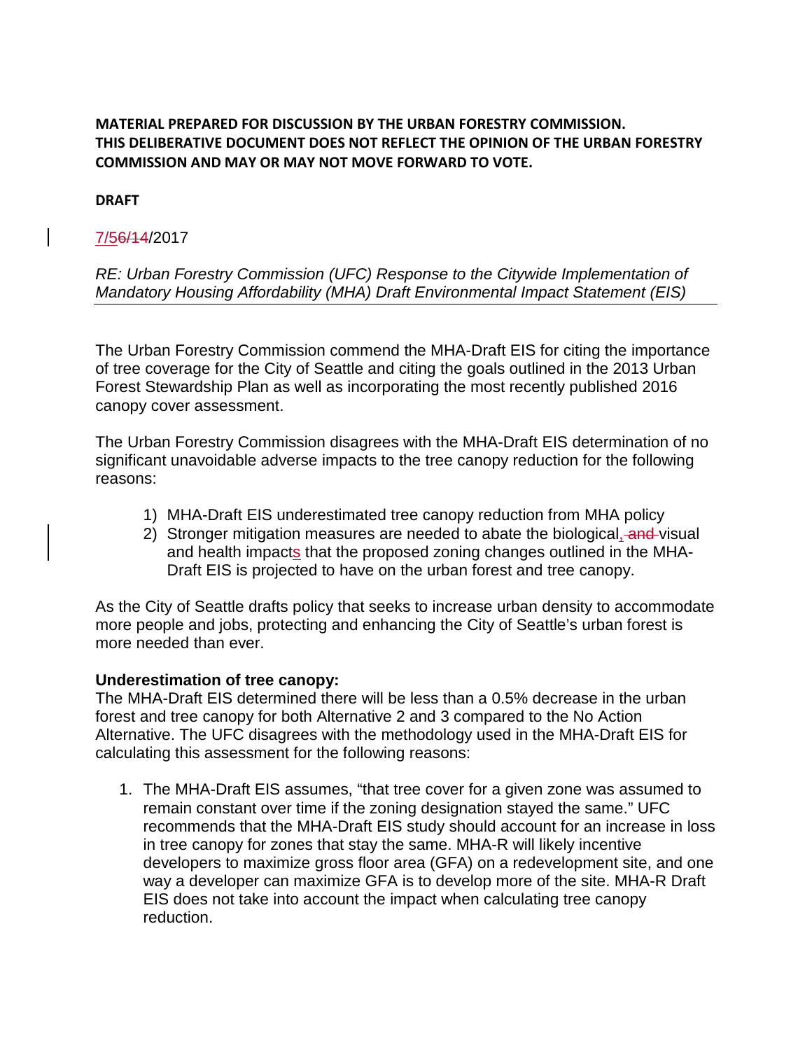**MATERIAL PREPARED FOR DISCUSSION BY THE URBAN FORESTRY COMMISSION. THIS DELIBERATIVE DOCUMENT DOES NOT REFLECT THE OPINION OF THE URBAN FORESTRY COMMISSION AND MAY OR MAY NOT MOVE FORWARD TO VOTE.**

**DRAFT**

7/5~~6/14~~/2017

*RE: Urban Forestry Commission (UFC) Response to the Citywide Implementation of Mandatory Housing Affordability (MHA) Draft Environmental Impact Statement (EIS)*

---

The Urban Forestry Commission commend the MHA-Draft EIS for citing the importance of tree coverage for the City of Seattle and citing the goals outlined in the 2013 Urban Forest Stewardship Plan as well as incorporating the most recently published 2016 canopy cover assessment.

The Urban Forestry Commission disagrees with the MHA-Draft EIS determination of no significant unavoidable adverse impacts to the tree canopy reduction for the following reasons:

1) MHA-Draft EIS underestimated tree canopy reduction from MHA policy
2) Stronger mitigation measures are needed to abate the biological, ~~and~~ visual and health impacts that the proposed zoning changes outlined in the MHA-Draft EIS is projected to have on the urban forest and tree canopy.

As the City of Seattle drafts policy that seeks to increase urban density to accommodate more people and jobs, protecting and enhancing the City of Seattle's urban forest is more needed than ever.

**Underestimation of tree canopy:**
The MHA-Draft EIS determined there will be less than a 0.5% decrease in the urban forest and tree canopy for both Alternative 2 and 3 compared to the No Action Alternative. The UFC disagrees with the methodology used in the MHA-Draft EIS for calculating this assessment for the following reasons:

1. The MHA-Draft EIS assumes, "that tree cover for a given zone was assumed to remain constant over time if the zoning designation stayed the same." UFC recommends that the MHA-Draft EIS study should account for an increase in loss in tree canopy for zones that stay the same. MHA-R will likely incentive developers to maximize gross floor area (GFA) on a redevelopment site, and one way a developer can maximize GFA is to develop more of the site. MHA-R Draft EIS does not take into account the impact when calculating tree canopy reduction.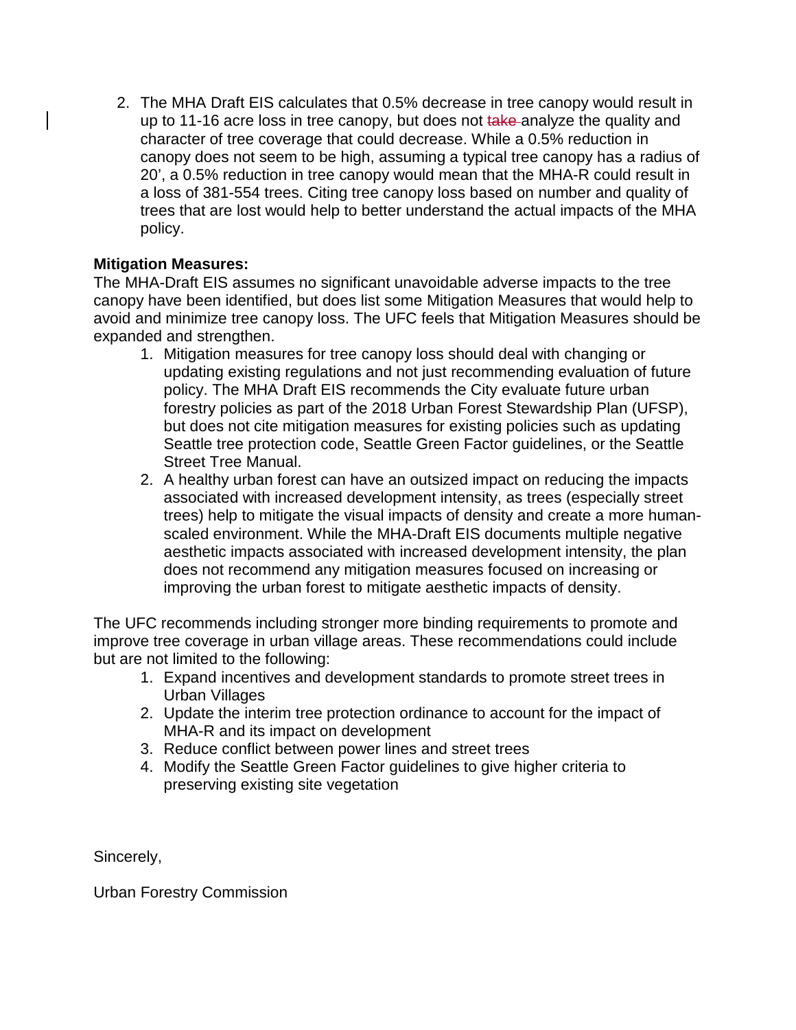2. The MHA Draft EIS calculates that 0.5% decrease in tree canopy would result in up to 11-16 acre loss in tree canopy, but does not ~~take~~ analyze the quality and character of tree coverage that could decrease. While a 0.5% reduction in canopy does not seem to be high, assuming a typical tree canopy has a radius of 20', a 0.5% reduction in tree canopy would mean that the MHA-R could result in a loss of 381-554 trees. Citing tree canopy loss based on number and quality of trees that are lost would help to better understand the actual impacts of the MHA policy.

**Mitigation Measures:**

The MHA-Draft EIS assumes no significant unavoidable adverse impacts to the tree canopy have been identified, but does list some Mitigation Measures that would help to avoid and minimize tree canopy loss. The UFC feels that Mitigation Measures should be expanded and strengthen.

1. Mitigation measures for tree canopy loss should deal with changing or updating existing regulations and not just recommending evaluation of future policy. The MHA Draft EIS recommends the City evaluate future urban forestry policies as part of the 2018 Urban Forest Stewardship Plan (UFSP), but does not cite mitigation measures for existing policies such as updating Seattle tree protection code, Seattle Green Factor guidelines, or the Seattle Street Tree Manual.
2. A healthy urban forest can have an outsized impact on reducing the impacts associated with increased development intensity, as trees (especially street trees) help to mitigate the visual impacts of density and create a more human-scaled environment. While the MHA-Draft EIS documents multiple negative aesthetic impacts associated with increased development intensity, the plan does not recommend any mitigation measures focused on increasing or improving the urban forest to mitigate aesthetic impacts of density.

The UFC recommends including stronger more binding requirements to promote and improve tree coverage in urban village areas. These recommendations could include but are not limited to the following:

1. Expand incentives and development standards to promote street trees in Urban Villages
2. Update the interim tree protection ordinance to account for the impact of MHA-R and its impact on development
3. Reduce conflict between power lines and street trees
4. Modify the Seattle Green Factor guidelines to give higher criteria to preserving existing site vegetation

Sincerely,

Urban Forestry Commission